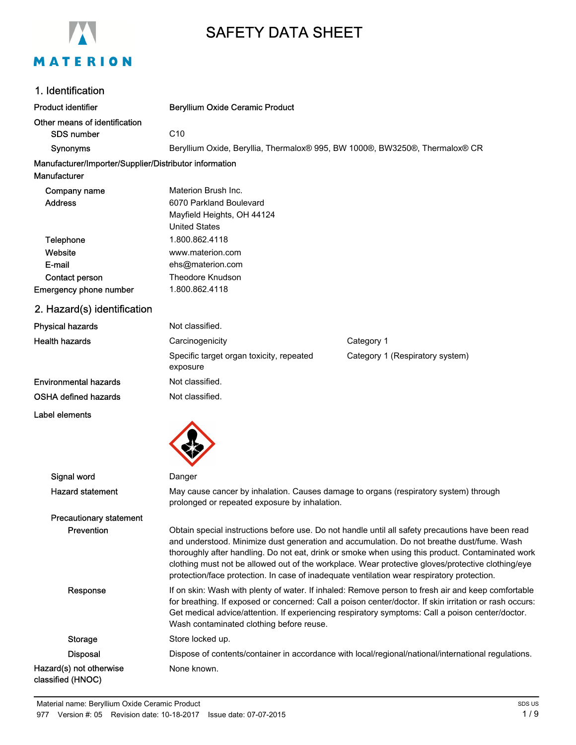# SAFETY DATA SHEET

## 1. Identification

**Product identifier** Beryllium Oxide Ceramic Product

**Other means of identification**

| | |
|---|---|
| SDS number | C10 |
| Synonyms | Beryllium Oxide, Beryllia, Thermalox® 995, BW 1000®, BW3250®, Thermalox® CR |

**Manufacturer/Importer/Supplier/Distributor information**

**Manufacturer**

| | |
|---|---|
| Company name | Materion Brush Inc. |
| Address | 6070 Parkland Boulevard<br>Mayfield Heights, OH 44124<br>United States |
| Telephone | 1.800.862.4118 |
| Website | www.materion.com |
| E-mail | ehs@materion.com |
| Contact person | Theodore Knudson |
| Emergency phone number | 1.800.862.4118 |

## 2. Hazard(s) identification

| | | |
|---|---|---|
| Physical hazards | Not classified. | |
| Health hazards | Carcinogenicity | Category 1 |
| | Specific target organ toxicity, repeated exposure | Category 1 (Respiratory system) |
| Environmental hazards | Not classified. | |
| OSHA defined hazards | Not classified. | |

**Label elements**

**Signal word** Danger

**Hazard statement** May cause cancer by inhalation. Causes damage to organs (respiratory system) through prolonged or repeated exposure by inhalation.

**Precautionary statement**

**Prevention** Obtain special instructions before use. Do not handle until all safety precautions have been read and understood. Minimize dust generation and accumulation. Do not breathe dust/fume. Wash thoroughly after handling. Do not eat, drink or smoke when using this product. Contaminated work clothing must not be allowed out of the workplace. Wear protective gloves/protective clothing/eye protection/face protection. In case of inadequate ventilation wear respiratory protection.

**Response** If on skin: Wash with plenty of water. If inhaled: Remove person to fresh air and keep comfortable for breathing. If exposed or concerned: Call a poison center/doctor. If skin irritation or rash occurs: Get medical advice/attention. If experiencing respiratory symptoms: Call a poison center/doctor. Wash contaminated clothing before reuse.

**Storage** Store locked up.

**Disposal** Dispose of contents/container in accordance with local/regional/national/international regulations.

**Hazard(s) not otherwise classified (HNOC)** None known.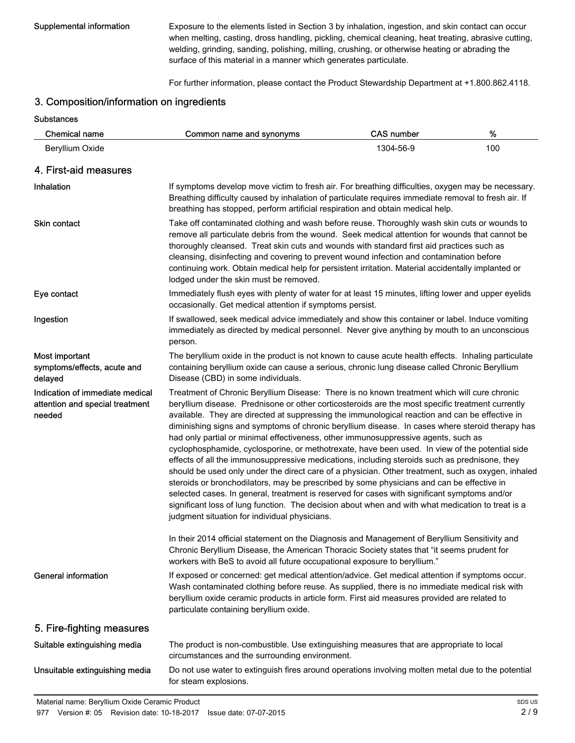**Supplemental information**

Exposure to the elements listed in Section 3 by inhalation, ingestion, and skin contact can occur when melting, casting, dross handling, pickling, chemical cleaning, heat treating, abrasive cutting, welding, grinding, sanding, polishing, milling, crushing, or otherwise heating or abrading the surface of this material in a manner which generates particulate.

For further information, please contact the Product Stewardship Department at +1.800.862.4118.

## 3. Composition/information on ingredients

**Substances**

| Chemical name | Common name and synonyms | CAS number | % |
|---|---|---|---|
| Beryllium Oxide | | 1304-56-9 | 100 |

## 4. First-aid measures

**Inhalation**

If symptoms develop move victim to fresh air. For breathing difficulties, oxygen may be necessary. Breathing difficulty caused by inhalation of particulate requires immediate removal to fresh air. If breathing has stopped, perform artificial respiration and obtain medical help.

**Skin contact**

Take off contaminated clothing and wash before reuse. Thoroughly wash skin cuts or wounds to remove all particulate debris from the wound. Seek medical attention for wounds that cannot be thoroughly cleansed. Treat skin cuts and wounds with standard first aid practices such as cleansing, disinfecting and covering to prevent wound infection and contamination before continuing work. Obtain medical help for persistent irritation. Material accidentally implanted or lodged under the skin must be removed.

**Eye contact**

Immediately flush eyes with plenty of water for at least 15 minutes, lifting lower and upper eyelids occasionally. Get medical attention if symptoms persist.

**Ingestion**

If swallowed, seek medical advice immediately and show this container or label. Induce vomiting immediately as directed by medical personnel. Never give anything by mouth to an unconscious person.

**Most important symptoms/effects, acute and delayed**

The beryllium oxide in the product is not known to cause acute health effects. Inhaling particulate containing beryllium oxide can cause a serious, chronic lung disease called Chronic Beryllium Disease (CBD) in some individuals.

**Indication of immediate medical attention and special treatment needed**

Treatment of Chronic Beryllium Disease: There is no known treatment which will cure chronic beryllium disease. Prednisone or other corticosteroids are the most specific treatment currently available. They are directed at suppressing the immunological reaction and can be effective in diminishing signs and symptoms of chronic beryllium disease. In cases where steroid therapy has had only partial or minimal effectiveness, other immunosuppressive agents, such as cyclophosphamide, cyclosporine, or methotrexate, have been used. In view of the potential side effects of all the immunosuppressive medications, including steroids such as prednisone, they should be used only under the direct care of a physician. Other treatment, such as oxygen, inhaled steroids or bronchodilators, may be prescribed by some physicians and can be effective in selected cases. In general, treatment is reserved for cases with significant symptoms and/or significant loss of lung function. The decision about when and with what medication to treat is a judgment situation for individual physicians.

In their 2014 official statement on the Diagnosis and Management of Beryllium Sensitivity and Chronic Beryllium Disease, the American Thoracic Society states that "it seems prudent for workers with BeS to avoid all future occupational exposure to beryllium."

**General information**

If exposed or concerned: get medical attention/advice. Get medical attention if symptoms occur. Wash contaminated clothing before reuse. As supplied, there is no immediate medical risk with beryllium oxide ceramic products in article form. First aid measures provided are related to particulate containing beryllium oxide.

## 5. Fire-fighting measures

**Suitable extinguishing media**

The product is non-combustible. Use extinguishing measures that are appropriate to local circumstances and the surrounding environment.

**Unsuitable extinguishing media**

Do not use water to extinguish fires around operations involving molten metal due to the potential for steam explosions.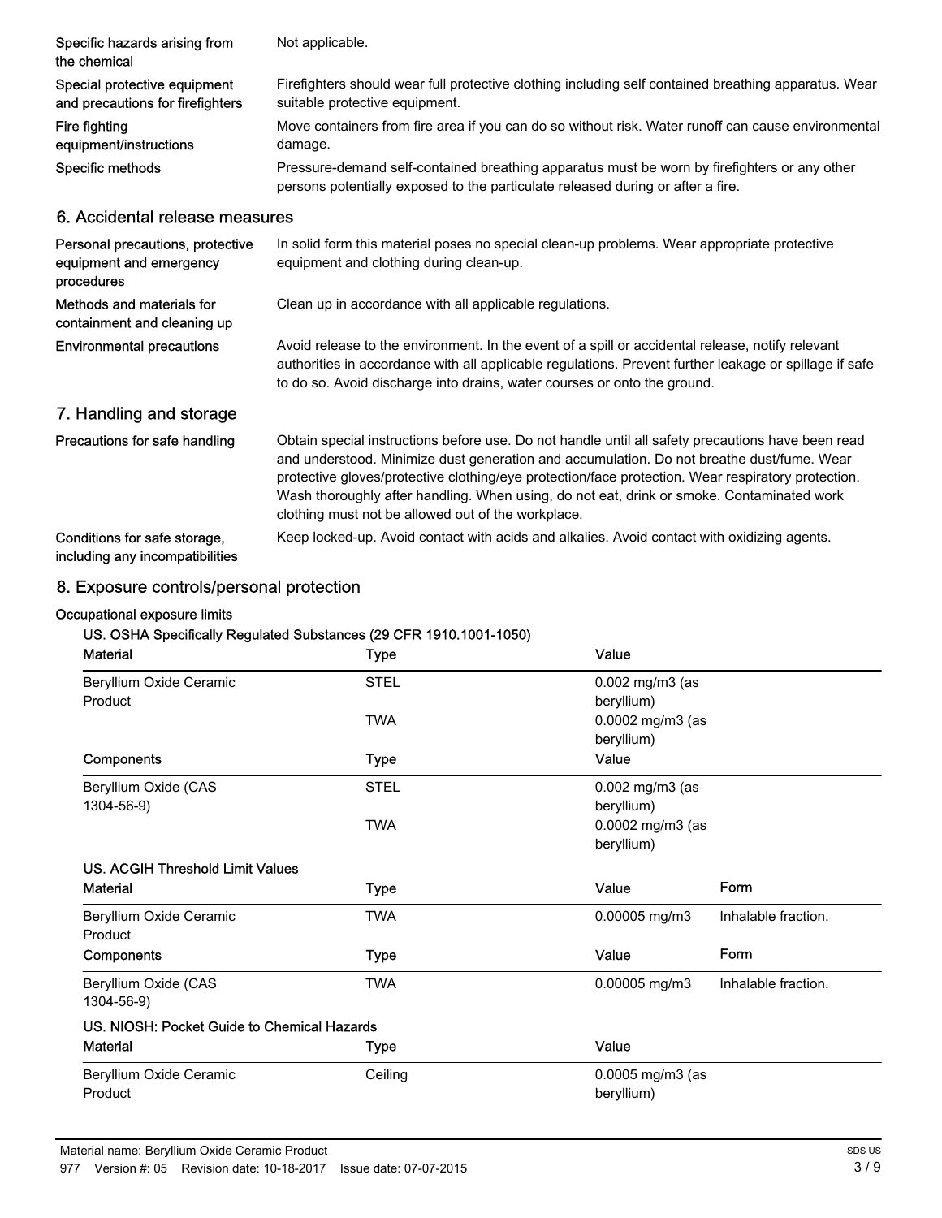| | |
|---|---|
| **Specific hazards arising from the chemical** | Not applicable. |
| **Special protective equipment and precautions for firefighters** | Firefighters should wear full protective clothing including self contained breathing apparatus. Wear suitable protective equipment. |
| **Fire fighting equipment/instructions** | Move containers from fire area if you can do so without risk. Water runoff can cause environmental damage. |
| **Specific methods** | Pressure-demand self-contained breathing apparatus must be worn by firefighters or any other persons potentially exposed to the particulate released during or after a fire. |

## 6. Accidental release measures

| | |
|---|---|
| **Personal precautions, protective equipment and emergency procedures** | In solid form this material poses no special clean-up problems. Wear appropriate protective equipment and clothing during clean-up. |
| **Methods and materials for containment and cleaning up** | Clean up in accordance with all applicable regulations. |
| **Environmental precautions** | Avoid release to the environment. In the event of a spill or accidental release, notify relevant authorities in accordance with all applicable regulations. Prevent further leakage or spillage if safe to do so. Avoid discharge into drains, water courses or onto the ground. |

## 7. Handling and storage

| | |
|---|---|
| **Precautions for safe handling** | Obtain special instructions before use. Do not handle until all safety precautions have been read and understood. Minimize dust generation and accumulation. Do not breathe dust/fume. Wear protective gloves/protective clothing/eye protection/face protection. Wear respiratory protection. Wash thoroughly after handling. When using, do not eat, drink or smoke. Contaminated work clothing must not be allowed out of the workplace. |
| **Conditions for safe storage, including any incompatibilities** | Keep locked-up. Avoid contact with acids and alkalies. Avoid contact with oxidizing agents. |

## 8. Exposure controls/personal protection

**Occupational exposure limits**

**US. OSHA Specifically Regulated Substances (29 CFR 1910.1001-1050)**

| Material | Type | Value |
|---|---|---|
| Beryllium Oxide Ceramic Product | STEL | 0.002 mg/m3 (as beryllium) |
| | TWA | 0.0002 mg/m3 (as beryllium) |
| **Components** | **Type** | **Value** |
| Beryllium Oxide (CAS 1304-56-9) | STEL | 0.002 mg/m3 (as beryllium) |
| | TWA | 0.0002 mg/m3 (as beryllium) |

**US. ACGIH Threshold Limit Values**

| Material | Type | Value | Form |
|---|---|---|---|
| Beryllium Oxide Ceramic Product | TWA | 0.00005 mg/m3 | Inhalable fraction. |
| **Components** | **Type** | **Value** | **Form** |
| Beryllium Oxide (CAS 1304-56-9) | TWA | 0.00005 mg/m3 | Inhalable fraction. |

**US. NIOSH: Pocket Guide to Chemical Hazards**

| Material | Type | Value |
|---|---|---|
| Beryllium Oxide Ceramic Product | Ceiling | 0.0005 mg/m3 (as beryllium) |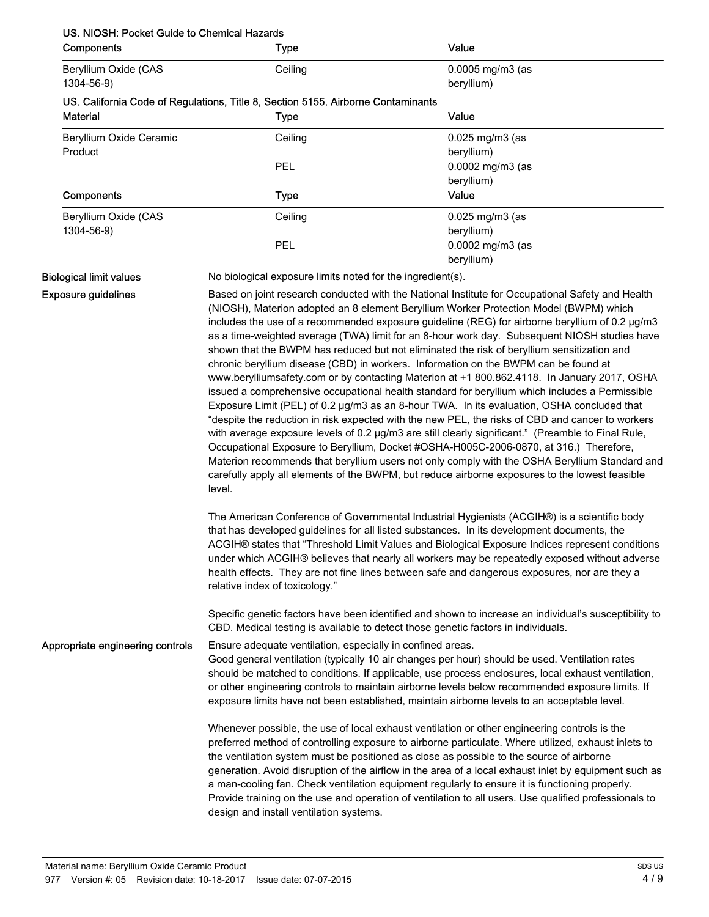**US. NIOSH: Pocket Guide to Chemical Hazards**

| Components | Type | Value |
| --- | --- | --- |
| Beryllium Oxide (CAS 1304-56-9) | Ceiling | 0.0005 mg/m3 (as beryllium) |

**US. California Code of Regulations, Title 8, Section 5155. Airborne Contaminants**

| Material | Type | Value |
| --- | --- | --- |
| Beryllium Oxide Ceramic Product | Ceiling | 0.025 mg/m3 (as beryllium) |
| | PEL | 0.0002 mg/m3 (as beryllium) |
| **Components** | **Type** | **Value** |
| Beryllium Oxide (CAS 1304-56-9) | Ceiling | 0.025 mg/m3 (as beryllium) |
| | PEL | 0.0002 mg/m3 (as beryllium) |

**Biological limit values**

No biological exposure limits noted for the ingredient(s).

**Exposure guidelines**

Based on joint research conducted with the National Institute for Occupational Safety and Health (NIOSH), Materion adopted an 8 element Beryllium Worker Protection Model (BWPM) which includes the use of a recommended exposure guideline (REG) for airborne beryllium of 0.2 µg/m3 as a time-weighted average (TWA) limit for an 8-hour work day. Subsequent NIOSH studies have shown that the BWPM has reduced but not eliminated the risk of beryllium sensitization and chronic beryllium disease (CBD) in workers. Information on the BWPM can be found at www.berylliumsafety.com or by contacting Materion at +1 800.862.4118. In January 2017, OSHA issued a comprehensive occupational health standard for beryllium which includes a Permissible Exposure Limit (PEL) of 0.2 µg/m3 as an 8-hour TWA. In its evaluation, OSHA concluded that "despite the reduction in risk expected with the new PEL, the risks of CBD and cancer to workers with average exposure levels of 0.2 µg/m3 are still clearly significant." (Preamble to Final Rule, Occupational Exposure to Beryllium, Docket #OSHA-H005C-2006-0870, at 316.) Therefore, Materion recommends that beryllium users not only comply with the OSHA Beryllium Standard and carefully apply all elements of the BWPM, but reduce airborne exposures to the lowest feasible level.

The American Conference of Governmental Industrial Hygienists (ACGIH®) is a scientific body that has developed guidelines for all listed substances. In its development documents, the ACGIH® states that "Threshold Limit Values and Biological Exposure Indices represent conditions under which ACGIH® believes that nearly all workers may be repeatedly exposed without adverse health effects. They are not fine lines between safe and dangerous exposures, nor are they a relative index of toxicology."

Specific genetic factors have been identified and shown to increase an individual's susceptibility to CBD. Medical testing is available to detect those genetic factors in individuals.

**Appropriate engineering controls**

Ensure adequate ventilation, especially in confined areas.
Good general ventilation (typically 10 air changes per hour) should be used. Ventilation rates should be matched to conditions. If applicable, use process enclosures, local exhaust ventilation, or other engineering controls to maintain airborne levels below recommended exposure limits. If exposure limits have not been established, maintain airborne levels to an acceptable level.

Whenever possible, the use of local exhaust ventilation or other engineering controls is the preferred method of controlling exposure to airborne particulate. Where utilized, exhaust inlets to the ventilation system must be positioned as close as possible to the source of airborne generation. Avoid disruption of the airflow in the area of a local exhaust inlet by equipment such as a man-cooling fan. Check ventilation equipment regularly to ensure it is functioning properly. Provide training on the use and operation of ventilation to all users. Use qualified professionals to design and install ventilation systems.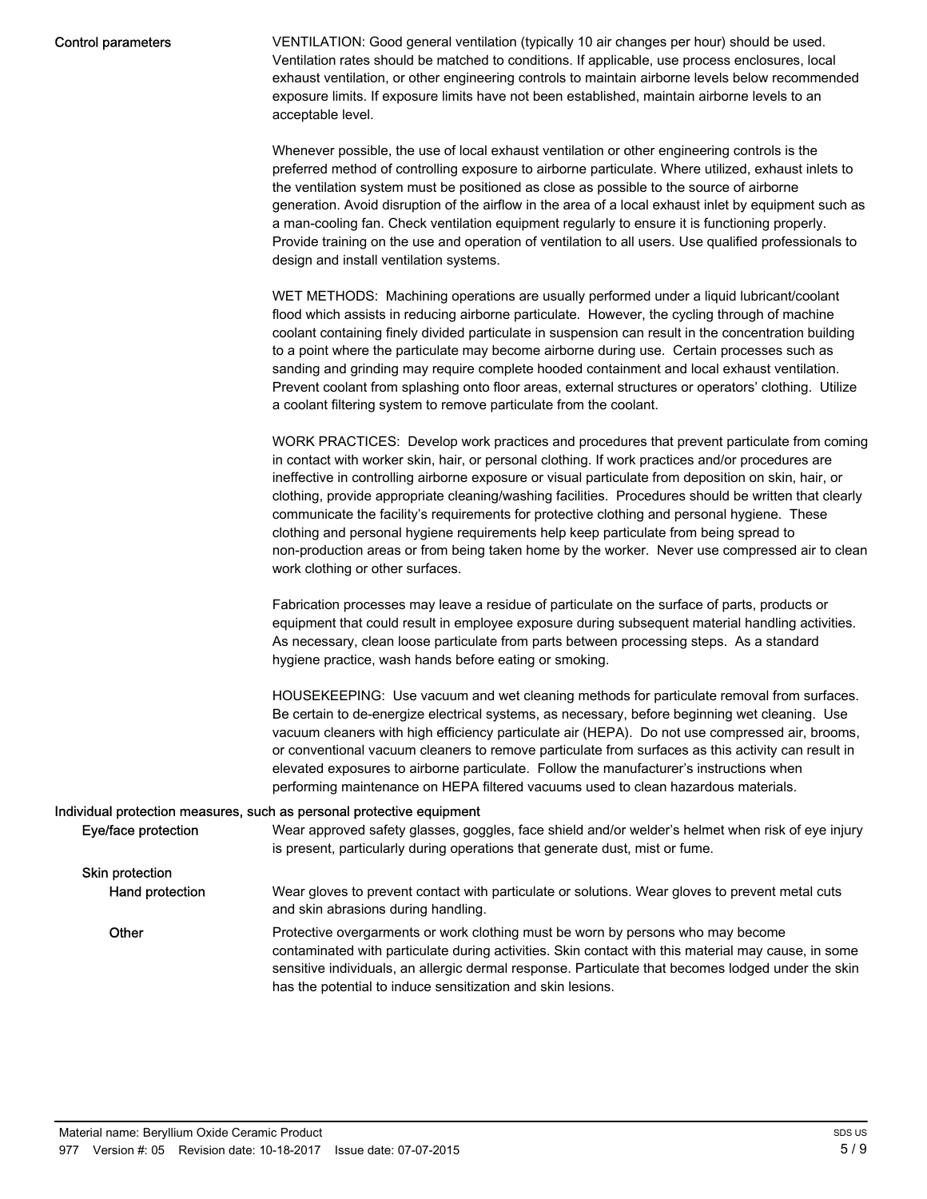**Control parameters**

VENTILATION: Good general ventilation (typically 10 air changes per hour) should be used. Ventilation rates should be matched to conditions. If applicable, use process enclosures, local exhaust ventilation, or other engineering controls to maintain airborne levels below recommended exposure limits. If exposure limits have not been established, maintain airborne levels to an acceptable level.

Whenever possible, the use of local exhaust ventilation or other engineering controls is the preferred method of controlling exposure to airborne particulate. Where utilized, exhaust inlets to the ventilation system must be positioned as close as possible to the source of airborne generation. Avoid disruption of the airflow in the area of a local exhaust inlet by equipment such as a man-cooling fan. Check ventilation equipment regularly to ensure it is functioning properly. Provide training on the use and operation of ventilation to all users. Use qualified professionals to design and install ventilation systems.

WET METHODS: Machining operations are usually performed under a liquid lubricant/coolant flood which assists in reducing airborne particulate. However, the cycling through of machine coolant containing finely divided particulate in suspension can result in the concentration building to a point where the particulate may become airborne during use. Certain processes such as sanding and grinding may require complete hooded containment and local exhaust ventilation. Prevent coolant from splashing onto floor areas, external structures or operators' clothing. Utilize a coolant filtering system to remove particulate from the coolant.

WORK PRACTICES: Develop work practices and procedures that prevent particulate from coming in contact with worker skin, hair, or personal clothing. If work practices and/or procedures are ineffective in controlling airborne exposure or visual particulate from deposition on skin, hair, or clothing, provide appropriate cleaning/washing facilities. Procedures should be written that clearly communicate the facility's requirements for protective clothing and personal hygiene. These clothing and personal hygiene requirements help keep particulate from being spread to non-production areas or from being taken home by the worker. Never use compressed air to clean work clothing or other surfaces.

Fabrication processes may leave a residue of particulate on the surface of parts, products or equipment that could result in employee exposure during subsequent material handling activities. As necessary, clean loose particulate from parts between processing steps. As a standard hygiene practice, wash hands before eating or smoking.

HOUSEKEEPING: Use vacuum and wet cleaning methods for particulate removal from surfaces. Be certain to de-energize electrical systems, as necessary, before beginning wet cleaning. Use vacuum cleaners with high efficiency particulate air (HEPA). Do not use compressed air, brooms, or conventional vacuum cleaners to remove particulate from surfaces as this activity can result in elevated exposures to airborne particulate. Follow the manufacturer's instructions when performing maintenance on HEPA filtered vacuums used to clean hazardous materials.

**Individual protection measures, such as personal protective equipment**

**Eye/face protection**

Wear approved safety glasses, goggles, face shield and/or welder's helmet when risk of eye injury is present, particularly during operations that generate dust, mist or fume.

**Skin protection**

**Hand protection**

Wear gloves to prevent contact with particulate or solutions. Wear gloves to prevent metal cuts and skin abrasions during handling.

**Other**

Protective overgarments or work clothing must be worn by persons who may become contaminated with particulate during activities. Skin contact with this material may cause, in some sensitive individuals, an allergic dermal response. Particulate that becomes lodged under the skin has the potential to induce sensitization and skin lesions.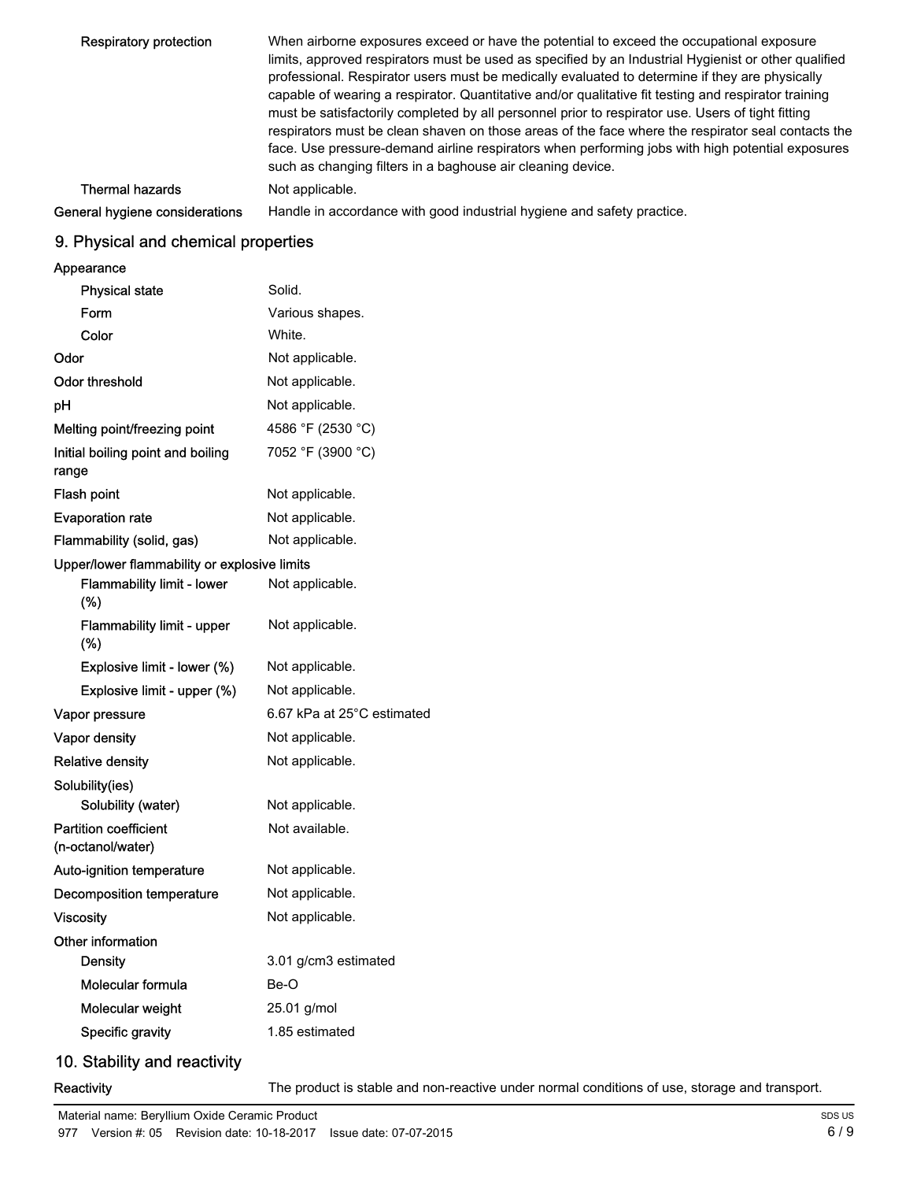| | |
|---|---|
| Respiratory protection | When airborne exposures exceed or have the potential to exceed the occupational exposure limits, approved respirators must be used as specified by an Industrial Hygienist or other qualified professional. Respirator users must be medically evaluated to determine if they are physically capable of wearing a respirator. Quantitative and/or qualitative fit testing and respirator training must be satisfactorily completed by all personnel prior to respirator use. Users of tight fitting respirators must be clean shaven on those areas of the face where the respirator seal contacts the face. Use pressure-demand airline respirators when performing jobs with high potential exposures such as changing filters in a baghouse air cleaning device. |
| Thermal hazards | Not applicable. |
| General hygiene considerations | Handle in accordance with good industrial hygiene and safety practice. |

## 9. Physical and chemical properties

| | |
|---|---|
| **Appearance** | |
| Physical state | Solid. |
| Form | Various shapes. |
| Color | White. |
| Odor | Not applicable. |
| Odor threshold | Not applicable. |
| pH | Not applicable. |
| Melting point/freezing point | 4586 °F (2530 °C) |
| Initial boiling point and boiling range | 7052 °F (3900 °C) |
| Flash point | Not applicable. |
| Evaporation rate | Not applicable. |
| Flammability (solid, gas) | Not applicable. |
| **Upper/lower flammability or explosive limits** | |
| Flammability limit - lower (%) | Not applicable. |
| Flammability limit - upper (%) | Not applicable. |
| Explosive limit - lower (%) | Not applicable. |
| Explosive limit - upper (%) | Not applicable. |
| Vapor pressure | 6.67 kPa at 25°C estimated |
| Vapor density | Not applicable. |
| Relative density | Not applicable. |
| **Solubility(ies)** | |
| Solubility (water) | Not applicable. |
| Partition coefficient (n-octanol/water) | Not available. |
| Auto-ignition temperature | Not applicable. |
| Decomposition temperature | Not applicable. |
| Viscosity | Not applicable. |
| **Other information** | |
| Density | 3.01 g/cm3 estimated |
| Molecular formula | Be-O |
| Molecular weight | 25.01 g/mol |
| Specific gravity | 1.85 estimated |

## 10. Stability and reactivity

| | |
|---|---|
| Reactivity | The product is stable and non-reactive under normal conditions of use, storage and transport. |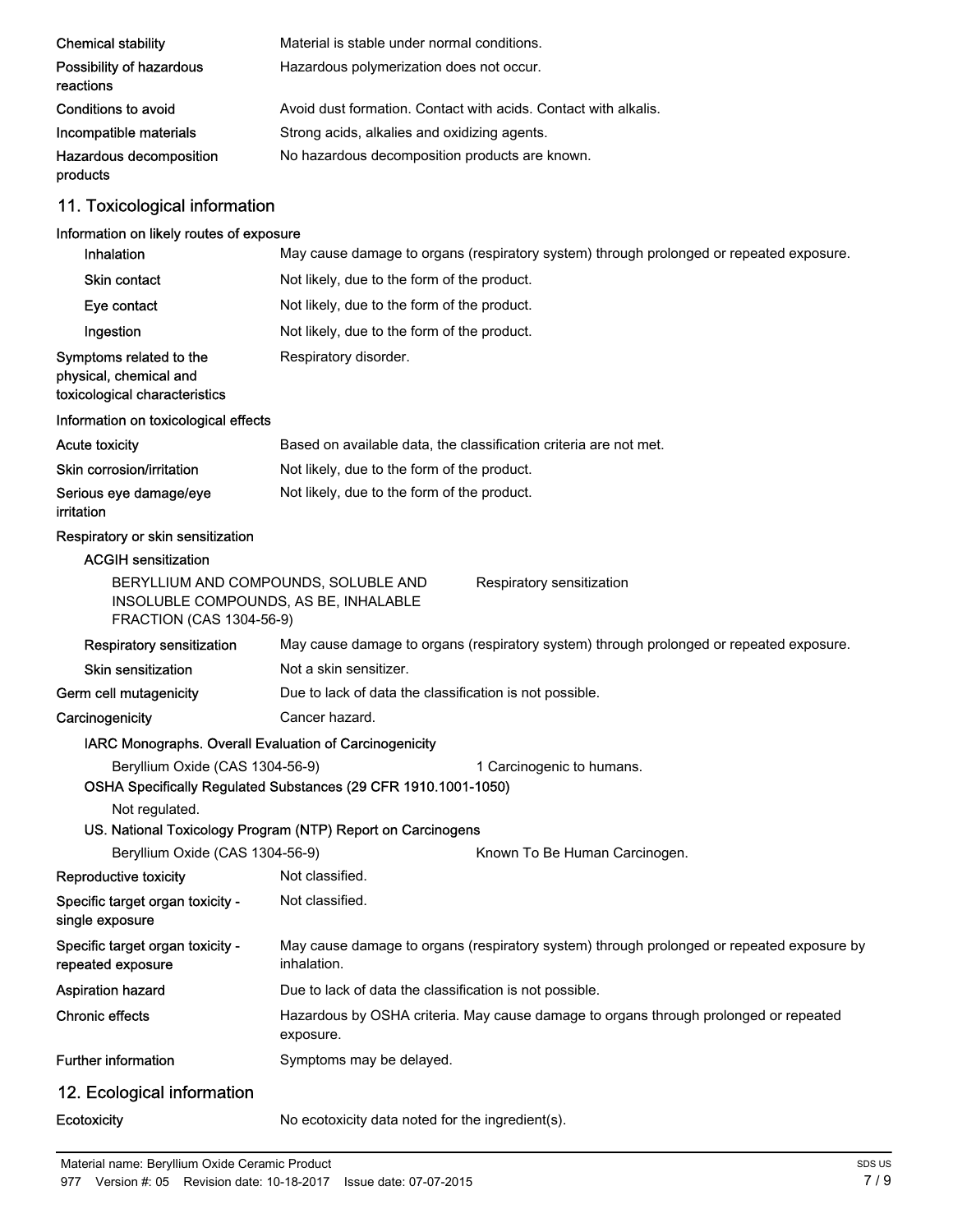| | |
|---|---|
| **Chemical stability** | Material is stable under normal conditions. |
| **Possibility of hazardous reactions** | Hazardous polymerization does not occur. |
| **Conditions to avoid** | Avoid dust formation. Contact with acids. Contact with alkalis. |
| **Incompatible materials** | Strong acids, alkalies and oxidizing agents. |
| **Hazardous decomposition products** | No hazardous decomposition products are known. |

## 11. Toxicological information

**Information on likely routes of exposure**

| | |
|---|---|
| **Inhalation** | May cause damage to organs (respiratory system) through prolonged or repeated exposure. |
| **Skin contact** | Not likely, due to the form of the product. |
| **Eye contact** | Not likely, due to the form of the product. |
| **Ingestion** | Not likely, due to the form of the product. |
| **Symptoms related to the physical, chemical and toxicological characteristics** | Respiratory disorder. |

**Information on toxicological effects**

| | |
|---|---|
| **Acute toxicity** | Based on available data, the classification criteria are not met. |
| **Skin corrosion/irritation** | Not likely, due to the form of the product. |
| **Serious eye damage/eye irritation** | Not likely, due to the form of the product. |

**Respiratory or skin sensitization**

**ACGIH sensitization**

| | |
|---|---|
| BERYLLIUM AND COMPOUNDS, SOLUBLE AND INSOLUBLE COMPOUNDS, AS BE, INHALABLE FRACTION (CAS 1304-56-9) | Respiratory sensitization |

| | |
|---|---|
| **Respiratory sensitization** | May cause damage to organs (respiratory system) through prolonged or repeated exposure. |
| **Skin sensitization** | Not a skin sensitizer. |
| **Germ cell mutagenicity** | Due to lack of data the classification is not possible. |
| **Carcinogenicity** | Cancer hazard. |

**IARC Monographs. Overall Evaluation of Carcinogenicity**

| | |
|---|---|
| Beryllium Oxide (CAS 1304-56-9) | 1 Carcinogenic to humans. |

**OSHA Specifically Regulated Substances (29 CFR 1910.1001-1050)**

Not regulated.

**US. National Toxicology Program (NTP) Report on Carcinogens**

| | |
|---|---|
| Beryllium Oxide (CAS 1304-56-9) | Known To Be Human Carcinogen. |

| | |
|---|---|
| **Reproductive toxicity** | Not classified. |
| **Specific target organ toxicity - single exposure** | Not classified. |
| **Specific target organ toxicity - repeated exposure** | May cause damage to organs (respiratory system) through prolonged or repeated exposure by inhalation. |
| **Aspiration hazard** | Due to lack of data the classification is not possible. |
| **Chronic effects** | Hazardous by OSHA criteria. May cause damage to organs through prolonged or repeated exposure. |
| **Further information** | Symptoms may be delayed. |

## 12. Ecological information

| | |
|---|---|
| **Ecotoxicity** | No ecotoxicity data noted for the ingredient(s). |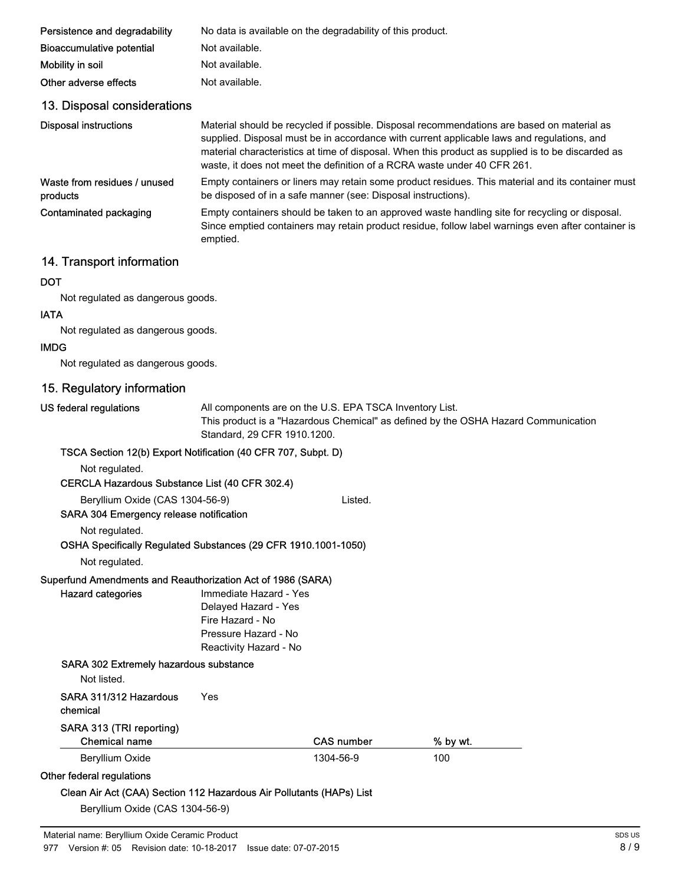| | |
|---|---|
| **Persistence and degradability** | No data is available on the degradability of this product. |
| **Bioaccumulative potential** | Not available. |
| **Mobility in soil** | Not available. |
| **Other adverse effects** | Not available. |

## 13. Disposal considerations

| | |
|---|---|
| **Disposal instructions** | Material should be recycled if possible. Disposal recommendations are based on material as supplied. Disposal must be in accordance with current applicable laws and regulations, and material characteristics at time of disposal. When this product as supplied is to be discarded as waste, it does not meet the definition of a RCRA waste under 40 CFR 261. |
| **Waste from residues / unused products** | Empty containers or liners may retain some product residues. This material and its container must be disposed of in a safe manner (see: Disposal instructions). |
| **Contaminated packaging** | Empty containers should be taken to an approved waste handling site for recycling or disposal. Since emptied containers may retain product residue, follow label warnings even after container is emptied. |

## 14. Transport information

**DOT**

Not regulated as dangerous goods.

**IATA**

Not regulated as dangerous goods.

**IMDG**

Not regulated as dangerous goods.

## 15. Regulatory information

**US federal regulations**

All components are on the U.S. EPA TSCA Inventory List.
This product is a "Hazardous Chemical" as defined by the OSHA Hazard Communication Standard, 29 CFR 1910.1200.

**TSCA Section 12(b) Export Notification (40 CFR 707, Subpt. D)**

Not regulated.

**CERCLA Hazardous Substance List (40 CFR 302.4)**

Beryllium Oxide (CAS 1304-56-9) Listed.

**SARA 304 Emergency release notification**

Not regulated.

**OSHA Specifically Regulated Substances (29 CFR 1910.1001-1050)**

Not regulated.

**Superfund Amendments and Reauthorization Act of 1986 (SARA)**

**Hazard categories**

Immediate Hazard - Yes
Delayed Hazard - Yes
Fire Hazard - No
Pressure Hazard - No
Reactivity Hazard - No

**SARA 302 Extremely hazardous substance**

Not listed.

**SARA 311/312 Hazardous chemical** Yes

**SARA 313 (TRI reporting)**

| Chemical name | CAS number | % by wt. |
|---|---|---|
| Beryllium Oxide | 1304-56-9 | 100 |

**Other federal regulations**

**Clean Air Act (CAA) Section 112 Hazardous Air Pollutants (HAPs) List**

Beryllium Oxide (CAS 1304-56-9)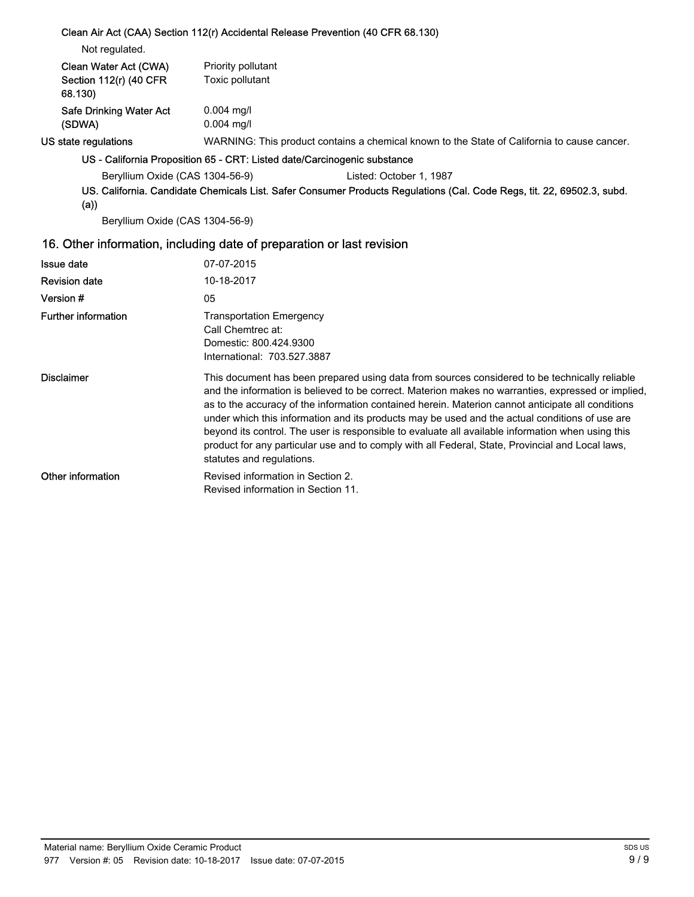**Clean Air Act (CAA) Section 112(r) Accidental Release Prevention (40 CFR 68.130)**

Not regulated.

| | |
|---|---|
| **Clean Water Act (CWA) Section 112(r) (40 CFR 68.130)** | Priority pollutant<br>Toxic pollutant |
| **Safe Drinking Water Act (SDWA)** | 0.004 mg/l<br>0.004 mg/l |

**US state regulations** WARNING: This product contains a chemical known to the State of California to cause cancer.

**US - California Proposition 65 - CRT: Listed date/Carcinogenic substance**

Beryllium Oxide (CAS 1304-56-9) Listed: October 1, 1987

**US. California. Candidate Chemicals List. Safer Consumer Products Regulations (Cal. Code Regs, tit. 22, 69502.3, subd. (a))**

Beryllium Oxide (CAS 1304-56-9)

## 16. Other information, including date of preparation or last revision

| | |
|---|---|
| **Issue date** | 07-07-2015 |
| **Revision date** | 10-18-2017 |
| **Version #** | 05 |
| **Further information** | Transportation Emergency<br>Call Chemtrec at:<br>Domestic: 800.424.9300<br>International: 703.527.3887 |
| **Disclaimer** | This document has been prepared using data from sources considered to be technically reliable and the information is believed to be correct. Materion makes no warranties, expressed or implied, as to the accuracy of the information contained herein. Materion cannot anticipate all conditions under which this information and its products may be used and the actual conditions of use are beyond its control. The user is responsible to evaluate all available information when using this product for any particular use and to comply with all Federal, State, Provincial and Local laws, statutes and regulations. |
| **Other information** | Revised information in Section 2.<br>Revised information in Section 11. |